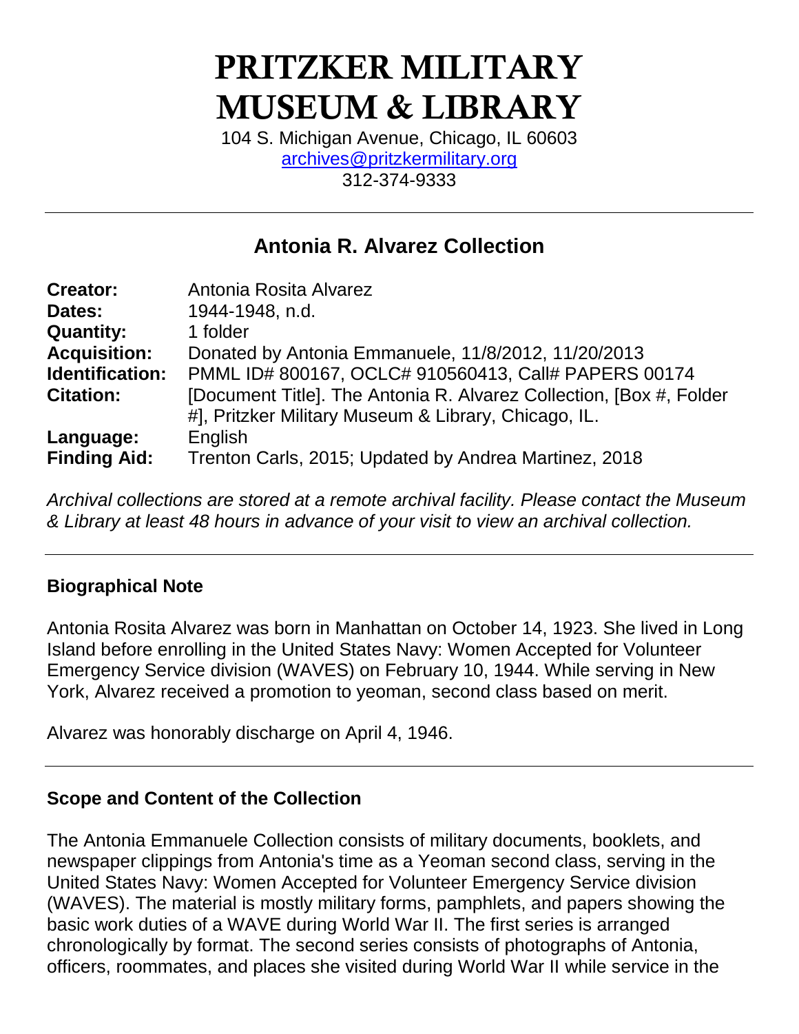# PRITZKER MILITARY MUSEUM & LIBRARY

104 S. Michigan Avenue, Chicago, IL 60603
archives@pritzkermilitary.org
312-374-9333

---

## Antonia R. Alvarez Collection

| | |
|---|---|
| **Creator:** | Antonia Rosita Alvarez |
| **Dates:** | 1944-1948, n.d. |
| **Quantity:** | 1 folder |
| **Acquisition:** | Donated by Antonia Emmanuele, 11/8/2012, 11/20/2013 |
| **Identification:** | PMML ID# 800167, OCLC# 910560413, Call# PAPERS 00174 |
| **Citation:** | [Document Title]. The Antonia R. Alvarez Collection, [Box #, Folder #], Pritzker Military Museum & Library, Chicago, IL. |
| **Language:** | English |
| **Finding Aid:** | Trenton Carls, 2015; Updated by Andrea Martinez, 2018 |

*Archival collections are stored at a remote archival facility. Please contact the Museum & Library at least 48 hours in advance of your visit to view an archival collection.*

---

### Biographical Note

Antonia Rosita Alvarez was born in Manhattan on October 14, 1923. She lived in Long Island before enrolling in the United States Navy: Women Accepted for Volunteer Emergency Service division (WAVES) on February 10, 1944. While serving in New York, Alvarez received a promotion to yeoman, second class based on merit.

Alvarez was honorably discharge on April 4, 1946.

---

### Scope and Content of the Collection

The Antonia Emmanuele Collection consists of military documents, booklets, and newspaper clippings from Antonia's time as a Yeoman second class, serving in the United States Navy: Women Accepted for Volunteer Emergency Service division (WAVES). The material is mostly military forms, pamphlets, and papers showing the basic work duties of a WAVE during World War II. The first series is arranged chronologically by format. The second series consists of photographs of Antonia, officers, roommates, and places she visited during World War II while service in the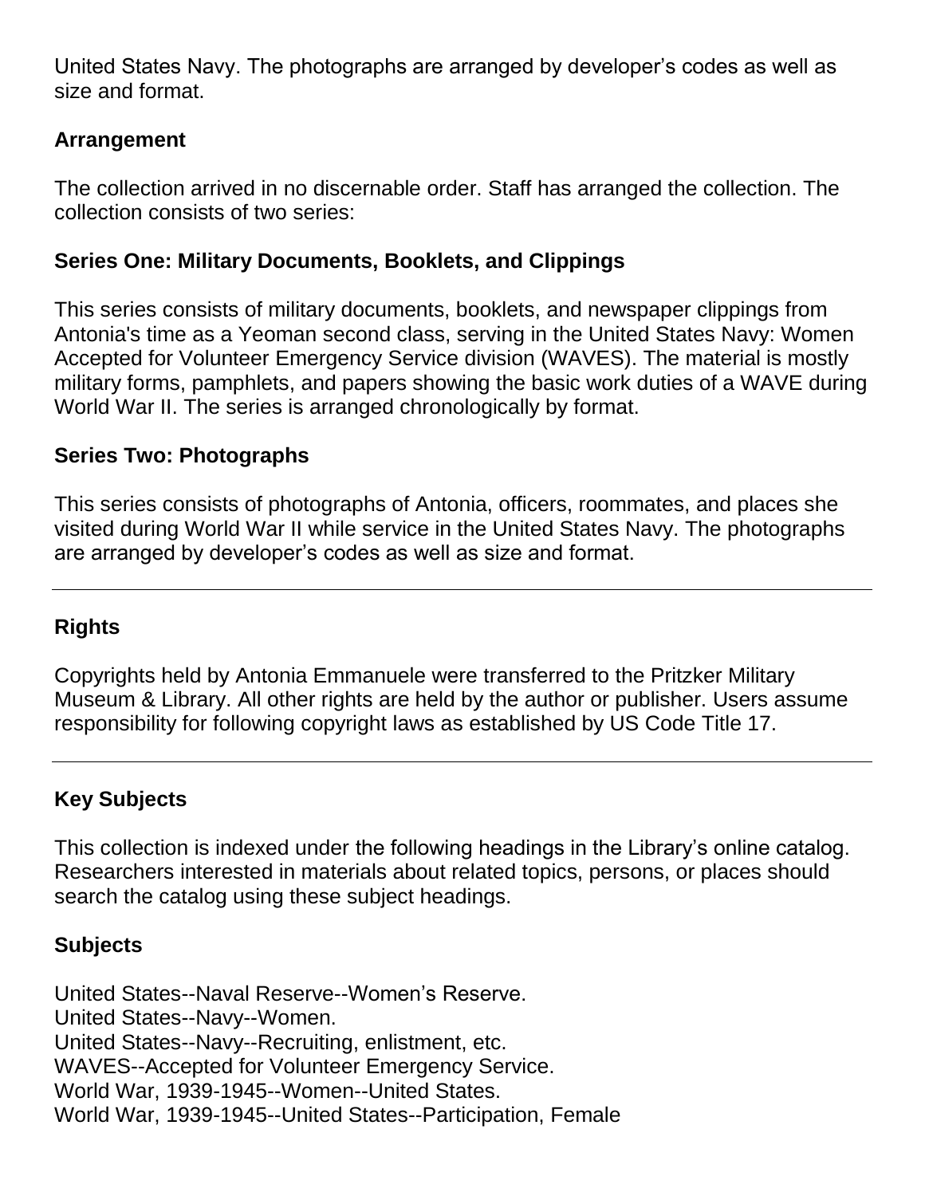United States Navy. The photographs are arranged by developer's codes as well as size and format.

### Arrangement

The collection arrived in no discernable order. Staff has arranged the collection. The collection consists of two series:

### Series One: Military Documents, Booklets, and Clippings

This series consists of military documents, booklets, and newspaper clippings from Antonia's time as a Yeoman second class, serving in the United States Navy: Women Accepted for Volunteer Emergency Service division (WAVES). The material is mostly military forms, pamphlets, and papers showing the basic work duties of a WAVE during World War II. The series is arranged chronologically by format.

### Series Two: Photographs

This series consists of photographs of Antonia, officers, roommates, and places she visited during World War II while service in the United States Navy. The photographs are arranged by developer's codes as well as size and format.

---

### Rights

Copyrights held by Antonia Emmanuele were transferred to the Pritzker Military Museum & Library. All other rights are held by the author or publisher. Users assume responsibility for following copyright laws as established by US Code Title 17.

---

### Key Subjects

This collection is indexed under the following headings in the Library's online catalog. Researchers interested in materials about related topics, persons, or places should search the catalog using these subject headings.

### Subjects

United States--Naval Reserve--Women's Reserve.
United States--Navy--Women.
United States--Navy--Recruiting, enlistment, etc.
WAVES--Accepted for Volunteer Emergency Service.
World War, 1939-1945--Women--United States.
World War, 1939-1945--United States--Participation, Female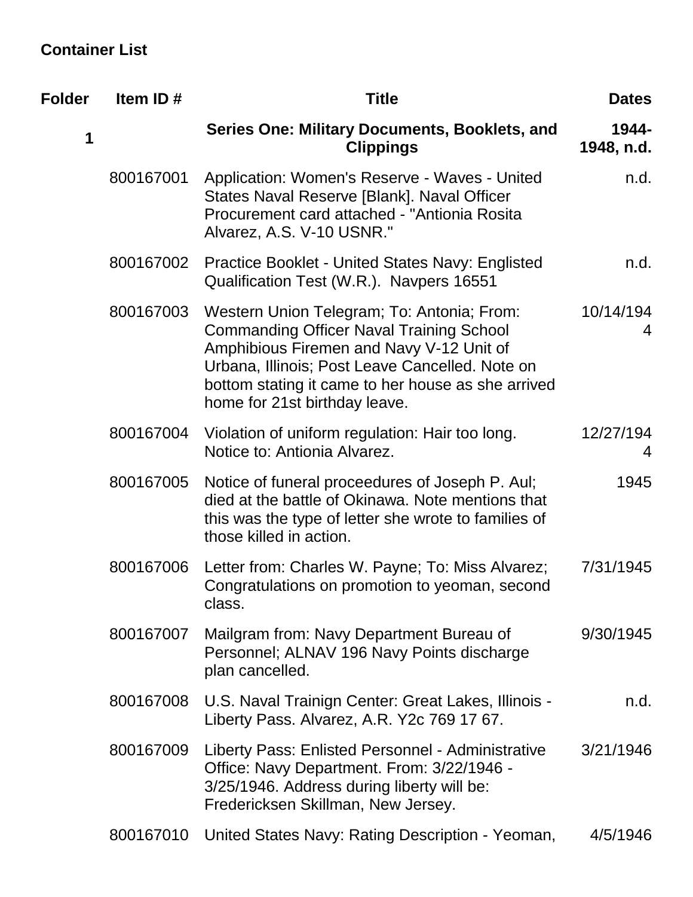## Container List

| Folder | Item ID # | Title | Dates |
|---|---|---|---|
| **1** | | **Series One: Military Documents, Booklets, and Clippings** | **1944-1948, n.d.** |
| | 800167001 | Application: Women's Reserve - Waves - United States Naval Reserve [Blank]. Naval Officer Procurement card attached - "Antionia Rosita Alvarez, A.S. V-10 USNR." | n.d. |
| | 800167002 | Practice Booklet - United States Navy: Englisted Qualification Test (W.R.). Navpers 16551 | n.d. |
| | 800167003 | Western Union Telegram; To: Antonia; From: Commanding Officer Naval Training School Amphibious Firemen and Navy V-12 Unit of Urbana, Illinois; Post Leave Cancelled. Note on bottom stating it came to her house as she arrived home for 21st birthday leave. | 10/14/1944 |
| | 800167004 | Violation of uniform regulation: Hair too long. Notice to: Antionia Alvarez. | 12/27/1944 |
| | 800167005 | Notice of funeral proceedures of Joseph P. Aul; died at the battle of Okinawa. Note mentions that this was the type of letter she wrote to families of those killed in action. | 1945 |
| | 800167006 | Letter from: Charles W. Payne; To: Miss Alvarez; Congratulations on promotion to yeoman, second class. | 7/31/1945 |
| | 800167007 | Mailgram from: Navy Department Bureau of Personnel; ALNAV 196 Navy Points discharge plan cancelled. | 9/30/1945 |
| | 800167008 | U.S. Naval Trainign Center: Great Lakes, Illinois - Liberty Pass. Alvarez, A.R. Y2c 769 17 67. | n.d. |
| | 800167009 | Liberty Pass: Enlisted Personnel - Administrative Office: Navy Department. From: 3/22/1946 - 3/25/1946. Address during liberty will be: Fredericksen Skillman, New Jersey. | 3/21/1946 |
| | 800167010 | United States Navy: Rating Description - Yeoman, | 4/5/1946 |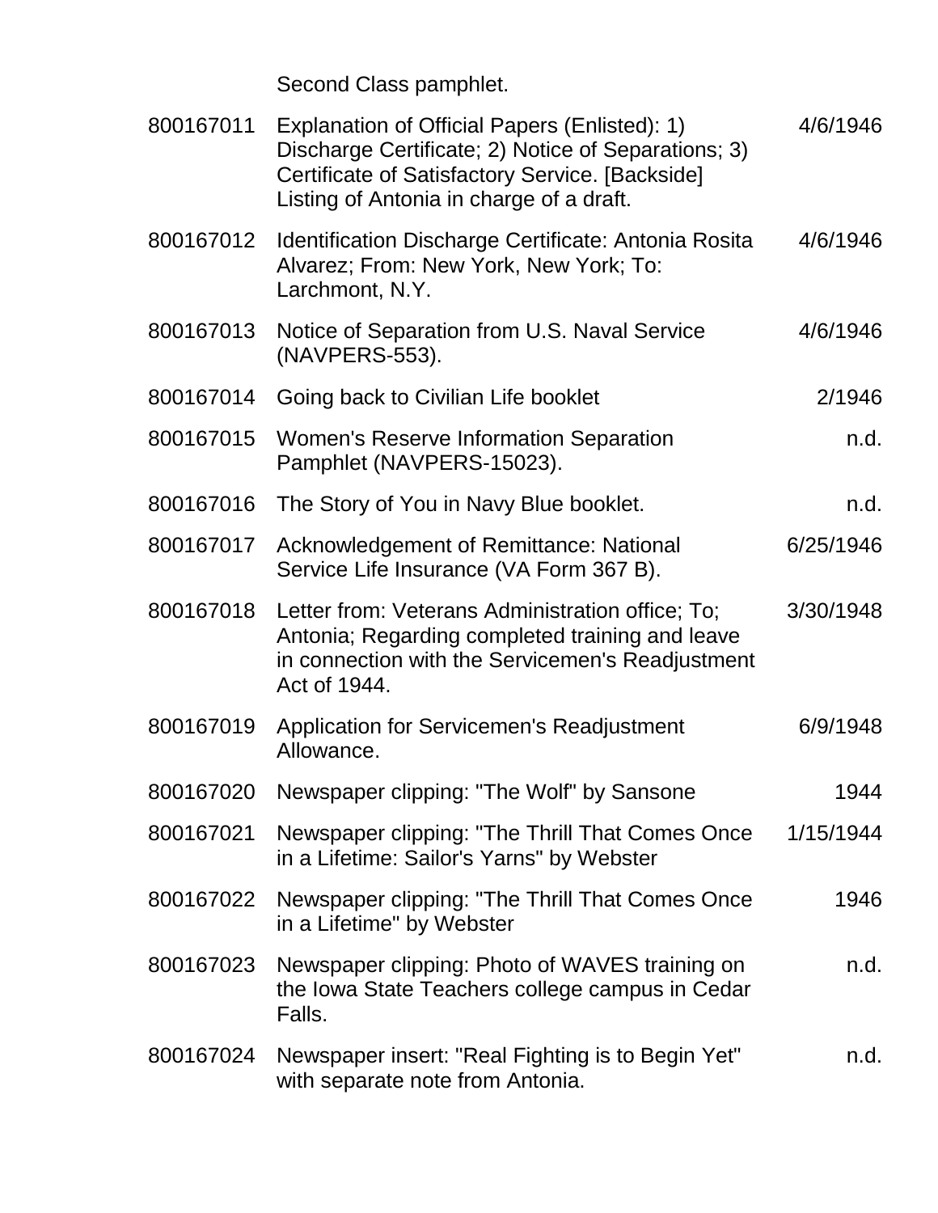|  | Second Class pamphlet. |  |
| --- | --- | --- |
| 800167011 | Explanation of Official Papers (Enlisted): 1) Discharge Certificate; 2) Notice of Separations; 3) Certificate of Satisfactory Service. [Backside] Listing of Antonia in charge of a draft. | 4/6/1946 |
| 800167012 | Identification Discharge Certificate: Antonia Rosita Alvarez; From: New York, New York; To: Larchmont, N.Y. | 4/6/1946 |
| 800167013 | Notice of Separation from U.S. Naval Service (NAVPERS-553). | 4/6/1946 |
| 800167014 | Going back to Civilian Life booklet | 2/1946 |
| 800167015 | Women's Reserve Information Separation Pamphlet (NAVPERS-15023). | n.d. |
| 800167016 | The Story of You in Navy Blue booklet. | n.d. |
| 800167017 | Acknowledgement of Remittance: National Service Life Insurance (VA Form 367 B). | 6/25/1946 |
| 800167018 | Letter from: Veterans Administration office; To; Antonia; Regarding completed training and leave in connection with the Servicemen's Readjustment Act of 1944. | 3/30/1948 |
| 800167019 | Application for Servicemen's Readjustment Allowance. | 6/9/1948 |
| 800167020 | Newspaper clipping: "The Wolf" by Sansone | 1944 |
| 800167021 | Newspaper clipping: "The Thrill That Comes Once in a Lifetime: Sailor's Yarns" by Webster | 1/15/1944 |
| 800167022 | Newspaper clipping: "The Thrill That Comes Once in a Lifetime" by Webster | 1946 |
| 800167023 | Newspaper clipping: Photo of WAVES training on the Iowa State Teachers college campus in Cedar Falls. | n.d. |
| 800167024 | Newspaper insert: "Real Fighting is to Begin Yet" with separate note from Antonia. | n.d. |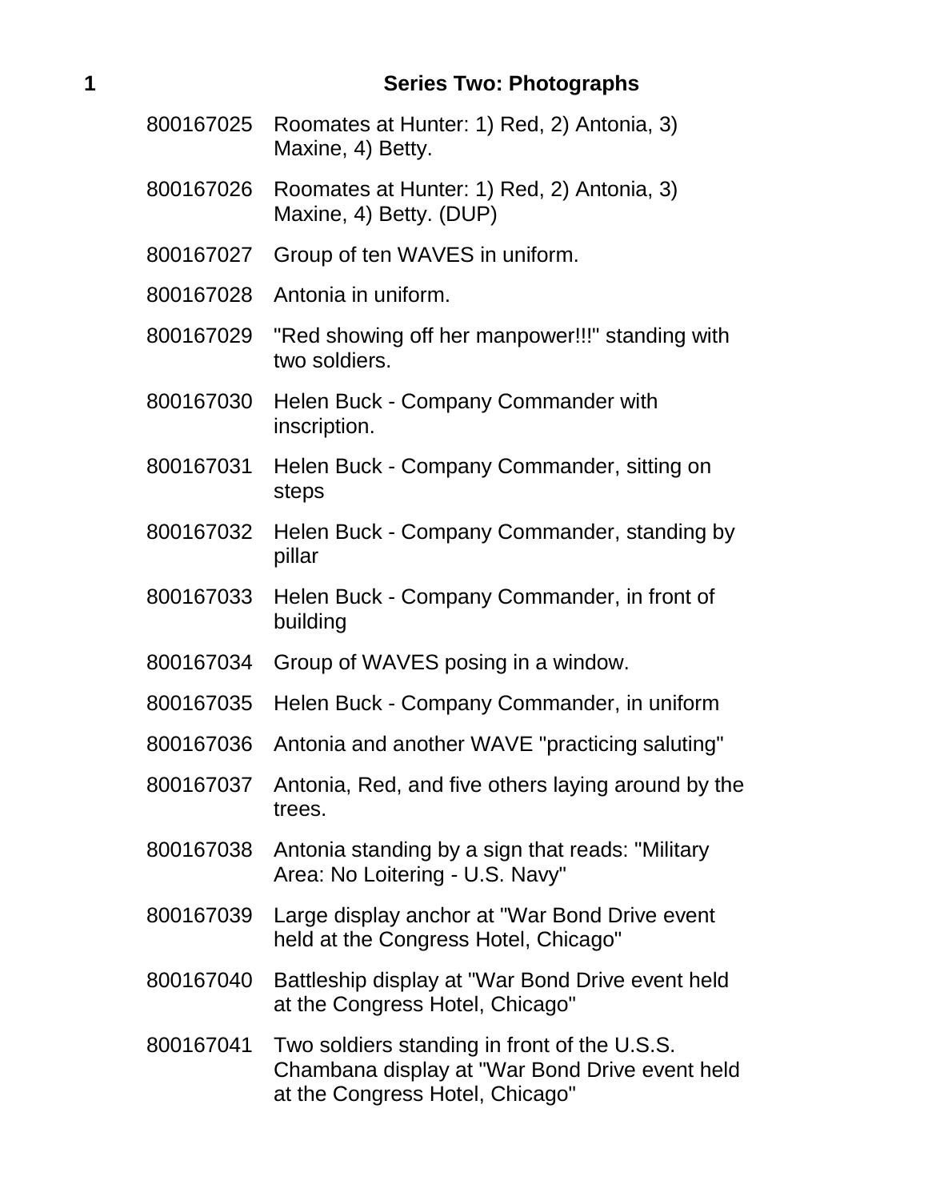**1** **Series Two: Photographs**

| | |
|---|---|
| 800167025 | Roomates at Hunter: 1) Red, 2) Antonia, 3) Maxine, 4) Betty. |
| 800167026 | Roomates at Hunter: 1) Red, 2) Antonia, 3) Maxine, 4) Betty. (DUP) |
| 800167027 | Group of ten WAVES in uniform. |
| 800167028 | Antonia in uniform. |
| 800167029 | "Red showing off her manpower!!!" standing with two soldiers. |
| 800167030 | Helen Buck - Company Commander with inscription. |
| 800167031 | Helen Buck - Company Commander, sitting on steps |
| 800167032 | Helen Buck - Company Commander, standing by pillar |
| 800167033 | Helen Buck - Company Commander, in front of building |
| 800167034 | Group of WAVES posing in a window. |
| 800167035 | Helen Buck - Company Commander, in uniform |
| 800167036 | Antonia and another WAVE "practicing saluting" |
| 800167037 | Antonia, Red, and five others laying around by the trees. |
| 800167038 | Antonia standing by a sign that reads: "Military Area: No Loitering - U.S. Navy" |
| 800167039 | Large display anchor at "War Bond Drive event held at the Congress Hotel, Chicago" |
| 800167040 | Battleship display at "War Bond Drive event held at the Congress Hotel, Chicago" |
| 800167041 | Two soldiers standing in front of the U.S.S. Chambana display at "War Bond Drive event held at the Congress Hotel, Chicago" |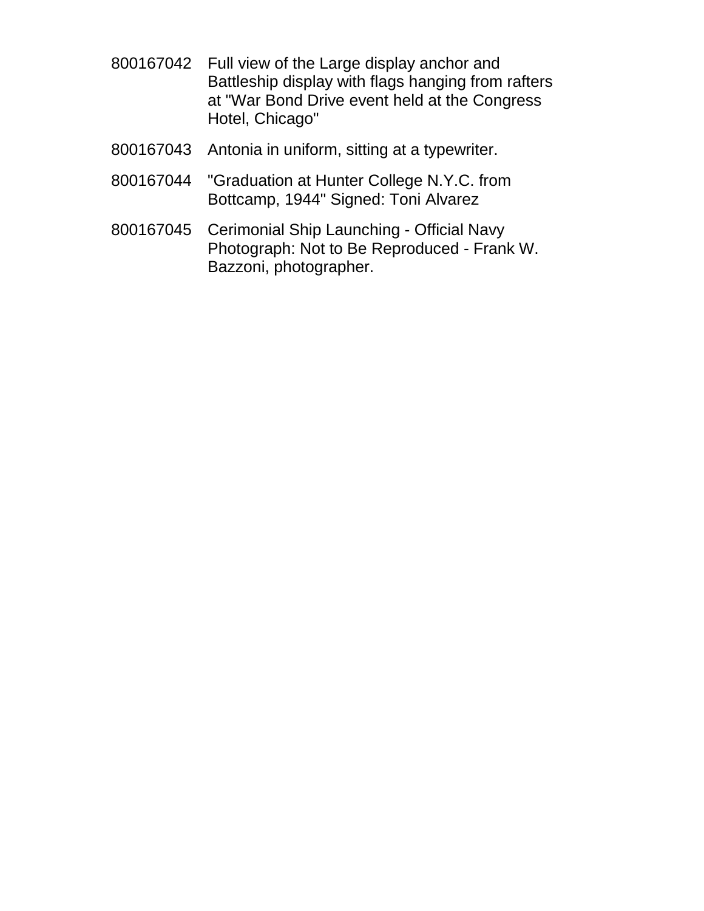| | |
|---|---|
| 800167042 | Full view of the Large display anchor and Battleship display with flags hanging from rafters at "War Bond Drive event held at the Congress Hotel, Chicago" |
| 800167043 | Antonia in uniform, sitting at a typewriter. |
| 800167044 | "Graduation at Hunter College N.Y.C. from Bottcamp, 1944" Signed: Toni Alvarez |
| 800167045 | Cerimonial Ship Launching - Official Navy Photograph: Not to Be Reproduced - Frank W. Bazzoni, photographer. |